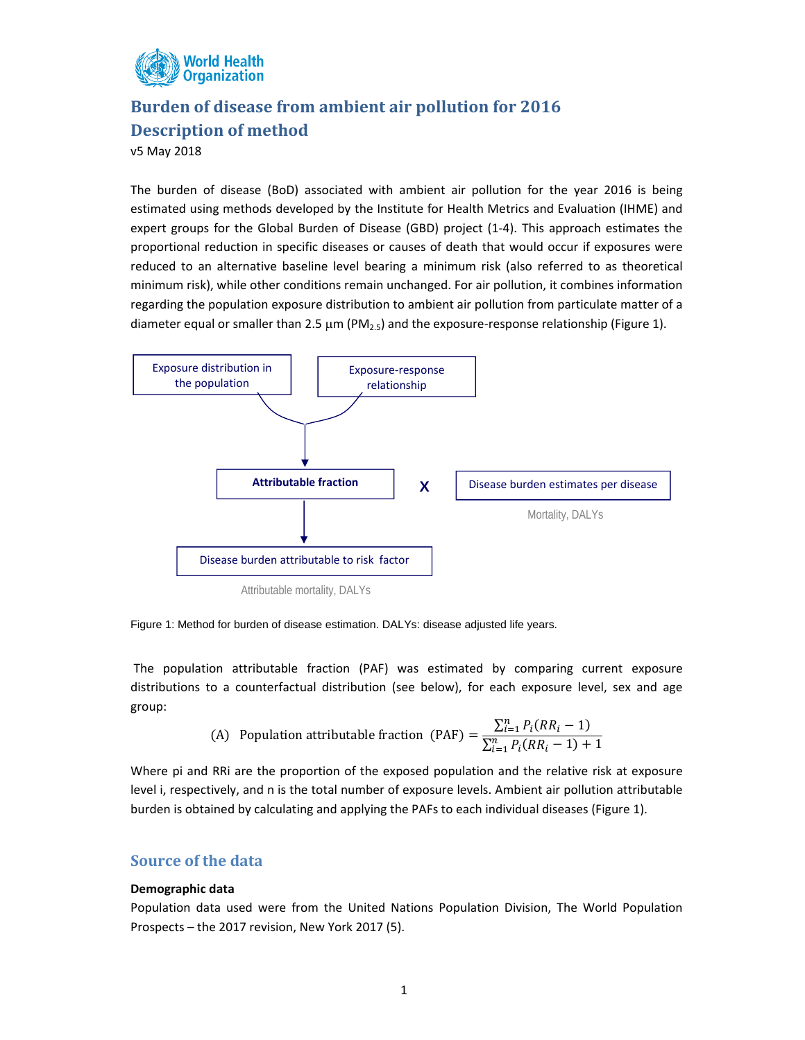# Burden of disease from ambient air pollution for 2016

## Description of method

v5 May 2018

The burden of disease (BoD) associated with ambient air pollution for the year 2016 is being estimated using methods developed by the Institute for Health Metrics and Evaluation (IHME) and expert groups for the Global Burden of Disease (GBD) project (1-4). This approach estimates the proportional reduction in specific diseases or causes of death that would occur if exposures were reduced to an alternative baseline level bearing a minimum risk (also referred to as theoretical minimum risk), while other conditions remain unchanged. For air pollution, it combines information regarding the population exposure distribution to ambient air pollution from particulate matter of a diameter equal or smaller than 2.5 μm ($PM_{2.5}$) and the exposure-response relationship (Figure 1).

Exposure distribution in the population

Exposure-response relationship

Attributable fraction

X

Disease burden estimates per disease

Mortality, DALYs

Disease burden attributable to risk factor

Attributable mortality, DALYs

Figure 1: Method for burden of disease estimation. DALYs: disease adjusted life years.

The population attributable fraction (PAF) was estimated by comparing current exposure distributions to a counterfactual distribution (see below), for each exposure level, sex and age group:

$$\text{(A)} \quad \text{Population attributable fraction (PAF)} = \frac{\sum_{i=1}^{n} P_i(RR_i - 1)}{\sum_{i=1}^{n} P_i(RR_i - 1) + 1}$$

Where pi and RRi are the proportion of the exposed population and the relative risk at exposure level i, respectively, and n is the total number of exposure levels. Ambient air pollution attributable burden is obtained by calculating and applying the PAFs to each individual diseases (Figure 1).

## Source of the data

### Demographic data

Population data used were from the United Nations Population Division, The World Population Prospects – the 2017 revision, New York 2017 (5).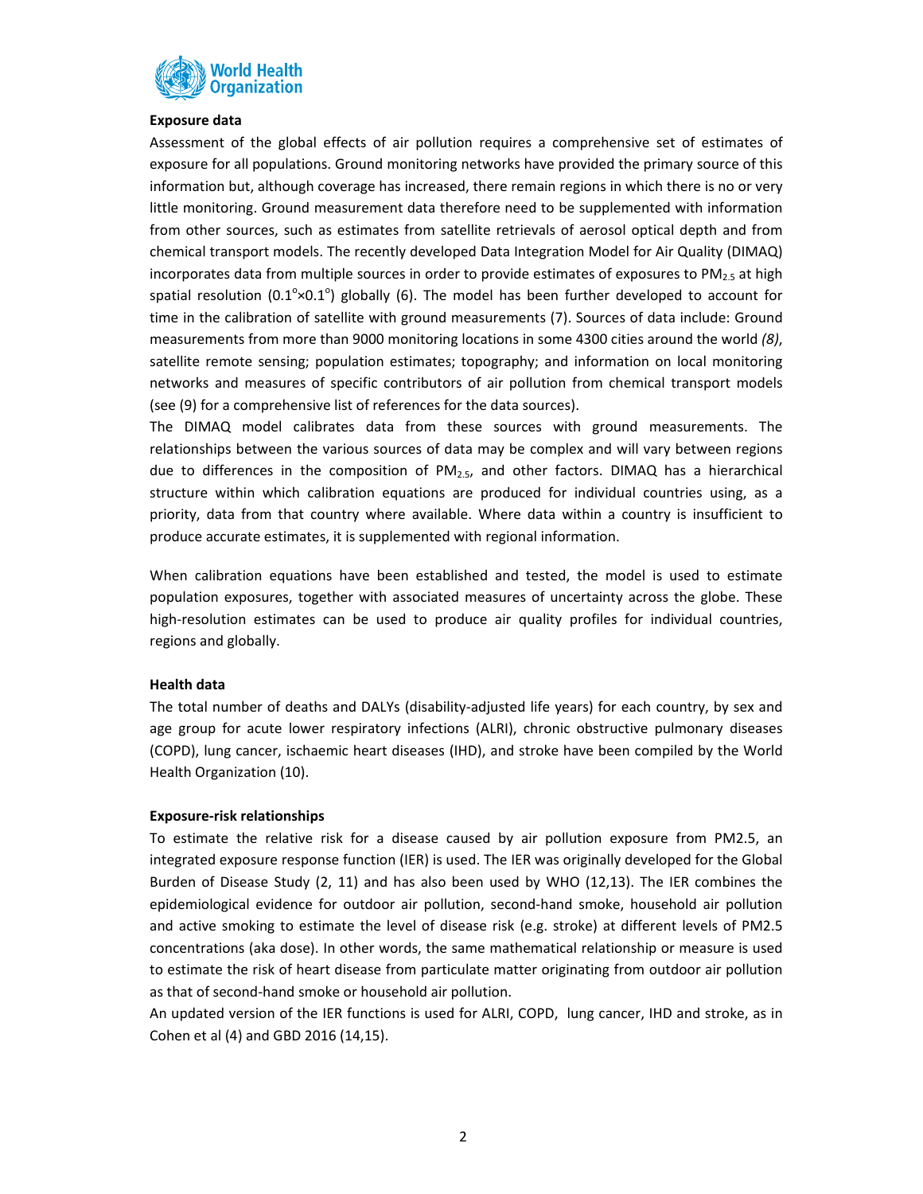**Exposure data**

Assessment of the global effects of air pollution requires a comprehensive set of estimates of exposure for all populations. Ground monitoring networks have provided the primary source of this information but, although coverage has increased, there remain regions in which there is no or very little monitoring. Ground measurement data therefore need to be supplemented with information from other sources, such as estimates from satellite retrievals of aerosol optical depth and from chemical transport models. The recently developed Data Integration Model for Air Quality (DIMAQ) incorporates data from multiple sources in order to provide estimates of exposures to $PM_{2.5}$ at high spatial resolution ($0.1^{o}{\times}0.1^{o}$) globally (6). The model has been further developed to account for time in the calibration of satellite with ground measurements (7). Sources of data include: Ground measurements from more than 9000 monitoring locations in some 4300 cities around the world *(8)*, satellite remote sensing; population estimates; topography; and information on local monitoring networks and measures of specific contributors of air pollution from chemical transport models (see (9) for a comprehensive list of references for the data sources).

The DIMAQ model calibrates data from these sources with ground measurements. The relationships between the various sources of data may be complex and will vary between regions due to differences in the composition of $PM_{2.5}$, and other factors. DIMAQ has a hierarchical structure within which calibration equations are produced for individual countries using, as a priority, data from that country where available. Where data within a country is insufficient to produce accurate estimates, it is supplemented with regional information.

When calibration equations have been established and tested, the model is used to estimate population exposures, together with associated measures of uncertainty across the globe. These high-resolution estimates can be used to produce air quality profiles for individual countries, regions and globally.

**Health data**

The total number of deaths and DALYs (disability-adjusted life years) for each country, by sex and age group for acute lower respiratory infections (ALRI), chronic obstructive pulmonary diseases (COPD), lung cancer, ischaemic heart diseases (IHD), and stroke have been compiled by the World Health Organization (10).

**Exposure-risk relationships**

To estimate the relative risk for a disease caused by air pollution exposure from PM2.5, an integrated exposure response function (IER) is used. The IER was originally developed for the Global Burden of Disease Study (2, 11) and has also been used by WHO (12,13). The IER combines the epidemiological evidence for outdoor air pollution, second-hand smoke, household air pollution and active smoking to estimate the level of disease risk (e.g. stroke) at different levels of PM2.5 concentrations (aka dose). In other words, the same mathematical relationship or measure is used to estimate the risk of heart disease from particulate matter originating from outdoor air pollution as that of second-hand smoke or household air pollution.

An updated version of the IER functions is used for ALRI, COPD, lung cancer, IHD and stroke, as in Cohen et al (4) and GBD 2016 (14,15).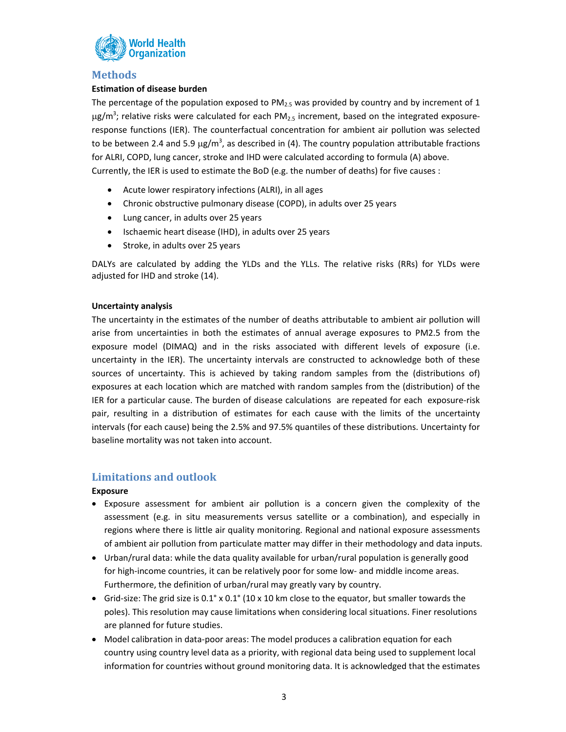## Methods

**Estimation of disease burden**

The percentage of the population exposed to $PM_{2.5}$ was provided by country and by increment of 1 $\mu g/m^3$; relative risks were calculated for each $PM_{2.5}$ increment, based on the integrated exposure-response functions (IER). The counterfactual concentration for ambient air pollution was selected to be between 2.4 and 5.9 $\mu g/m^3$, as described in (4). The country population attributable fractions for ALRI, COPD, lung cancer, stroke and IHD were calculated according to formula (A) above. Currently, the IER is used to estimate the BoD (e.g. the number of deaths) for five causes :

- Acute lower respiratory infections (ALRI), in all ages
- Chronic obstructive pulmonary disease (COPD), in adults over 25 years
- Lung cancer, in adults over 25 years
- Ischaemic heart disease (IHD), in adults over 25 years
- Stroke, in adults over 25 years

DALYs are calculated by adding the YLDs and the YLLs. The relative risks (RRs) for YLDs were adjusted for IHD and stroke (14).

**Uncertainty analysis**

The uncertainty in the estimates of the number of deaths attributable to ambient air pollution will arise from uncertainties in both the estimates of annual average exposures to PM2.5 from the exposure model (DIMAQ) and in the risks associated with different levels of exposure (i.e. uncertainty in the IER). The uncertainty intervals are constructed to acknowledge both of these sources of uncertainty. This is achieved by taking random samples from the (distributions of) exposures at each location which are matched with random samples from the (distribution) of the IER for a particular cause. The burden of disease calculations are repeated for each exposure-risk pair, resulting in a distribution of estimates for each cause with the limits of the uncertainty intervals (for each cause) being the 2.5% and 97.5% quantiles of these distributions. Uncertainty for baseline mortality was not taken into account.

## Limitations and outlook

**Exposure**

- Exposure assessment for ambient air pollution is a concern given the complexity of the assessment (e.g. in situ measurements versus satellite or a combination), and especially in regions where there is little air quality monitoring. Regional and national exposure assessments of ambient air pollution from particulate matter may differ in their methodology and data inputs.
- Urban/rural data: while the data quality available for urban/rural population is generally good for high-income countries, it can be relatively poor for some low- and middle income areas. Furthermore, the definition of urban/rural may greatly vary by country.
- Grid-size: The grid size is 0.1° x 0.1° (10 x 10 km close to the equator, but smaller towards the poles). This resolution may cause limitations when considering local situations. Finer resolutions are planned for future studies.
- Model calibration in data-poor areas: The model produces a calibration equation for each country using country level data as a priority, with regional data being used to supplement local information for countries without ground monitoring data. It is acknowledged that the estimates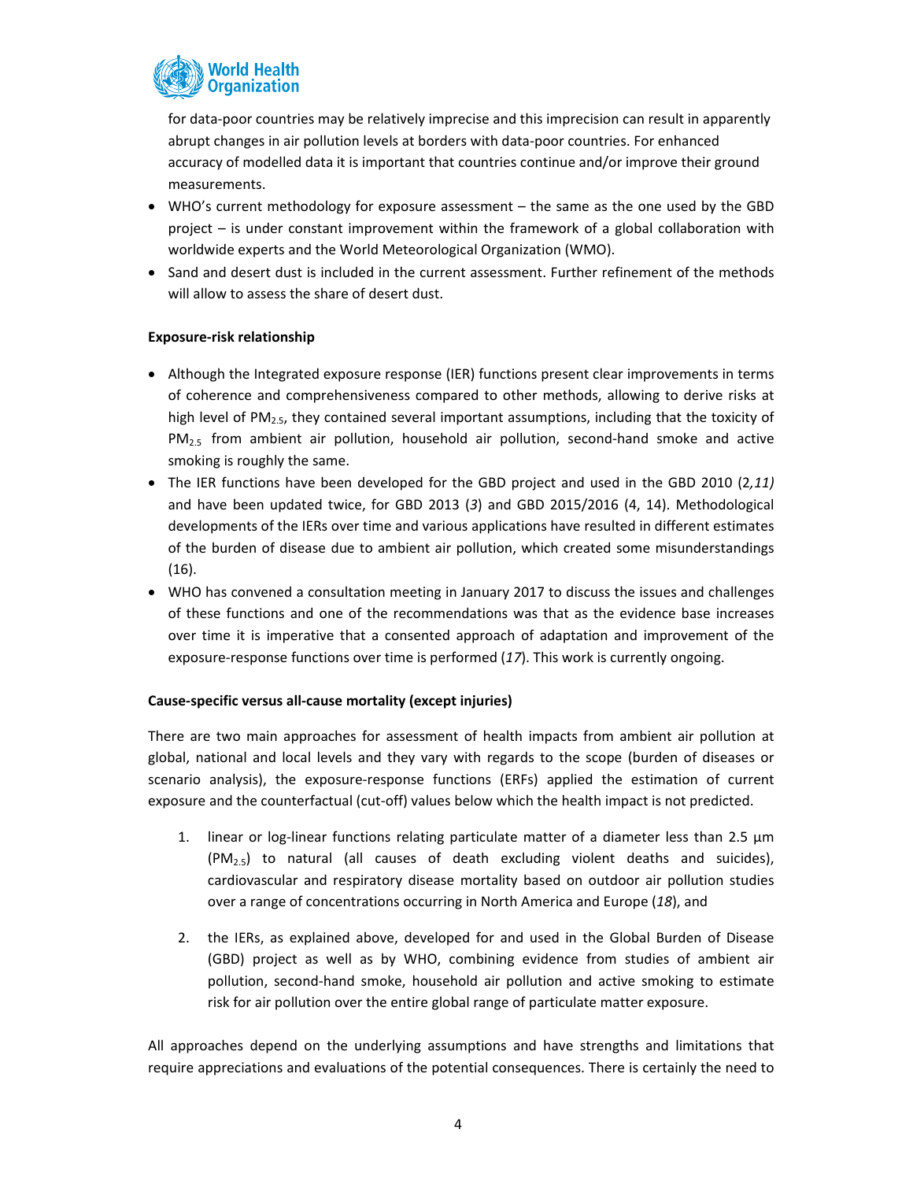for data-poor countries may be relatively imprecise and this imprecision can result in apparently abrupt changes in air pollution levels at borders with data-poor countries. For enhanced accuracy of modelled data it is important that countries continue and/or improve their ground measurements.

- WHO's current methodology for exposure assessment – the same as the one used by the GBD project – is under constant improvement within the framework of a global collaboration with worldwide experts and the World Meteorological Organization (WMO).
- Sand and desert dust is included in the current assessment. Further refinement of the methods will allow to assess the share of desert dust.

**Exposure-risk relationship**

- Although the Integrated exposure response (IER) functions present clear improvements in terms of coherence and comprehensiveness compared to other methods, allowing to derive risks at high level of $PM_{2.5}$, they contained several important assumptions, including that the toxicity of $PM_{2.5}$ from ambient air pollution, household air pollution, second-hand smoke and active smoking is roughly the same.
- The IER functions have been developed for the GBD project and used in the GBD 2010 (2,*11)* and have been updated twice, for GBD 2013 (*3*) and GBD 2015/2016 (4, 14). Methodological developments of the IERs over time and various applications have resulted in different estimates of the burden of disease due to ambient air pollution, which created some misunderstandings (16).
- WHO has convened a consultation meeting in January 2017 to discuss the issues and challenges of these functions and one of the recommendations was that as the evidence base increases over time it is imperative that a consented approach of adaptation and improvement of the exposure-response functions over time is performed (*17*). This work is currently ongoing.

**Cause-specific versus all-cause mortality (except injuries)**

There are two main approaches for assessment of health impacts from ambient air pollution at global, national and local levels and they vary with regards to the scope (burden of diseases or scenario analysis), the exposure-response functions (ERFs) applied the estimation of current exposure and the counterfactual (cut-off) values below which the health impact is not predicted.

1. linear or log-linear functions relating particulate matter of a diameter less than 2.5 µm ($PM_{2.5}$) to natural (all causes of death excluding violent deaths and suicides), cardiovascular and respiratory disease mortality based on outdoor air pollution studies over a range of concentrations occurring in North America and Europe (*18*), and

2. the IERs, as explained above, developed for and used in the Global Burden of Disease (GBD) project as well as by WHO, combining evidence from studies of ambient air pollution, second-hand smoke, household air pollution and active smoking to estimate risk for air pollution over the entire global range of particulate matter exposure.

All approaches depend on the underlying assumptions and have strengths and limitations that require appreciations and evaluations of the potential consequences. There is certainly the need to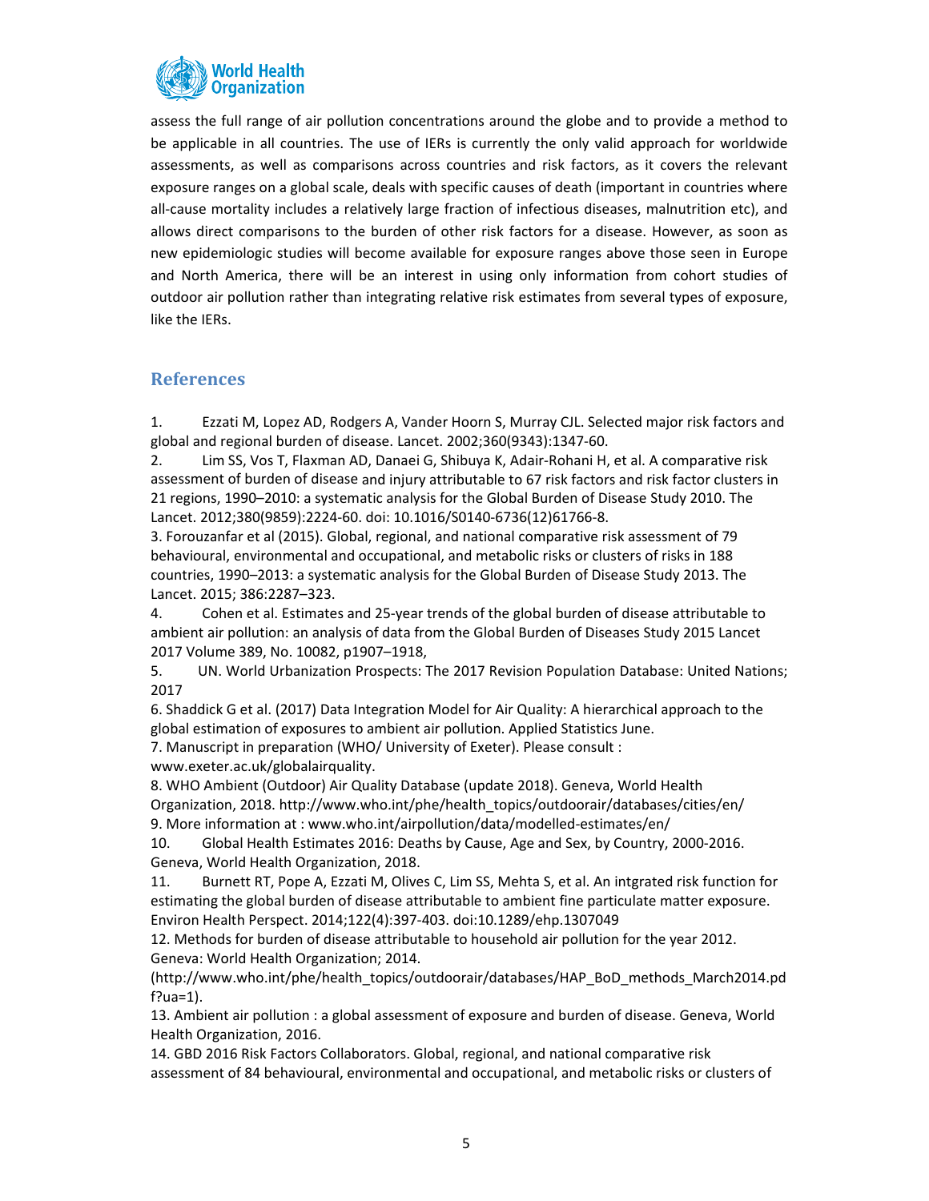assess the full range of air pollution concentrations around the globe and to provide a method to be applicable in all countries. The use of IERs is currently the only valid approach for worldwide assessments, as well as comparisons across countries and risk factors, as it covers the relevant exposure ranges on a global scale, deals with specific causes of death (important in countries where all-cause mortality includes a relatively large fraction of infectious diseases, malnutrition etc), and allows direct comparisons to the burden of other risk factors for a disease. However, as soon as new epidemiologic studies will become available for exposure ranges above those seen in Europe and North America, there will be an interest in using only information from cohort studies of outdoor air pollution rather than integrating relative risk estimates from several types of exposure, like the IERs.

## References

1. Ezzati M, Lopez AD, Rodgers A, Vander Hoorn S, Murray CJL. Selected major risk factors and global and regional burden of disease. Lancet. 2002;360(9343):1347-60.
2. Lim SS, Vos T, Flaxman AD, Danaei G, Shibuya K, Adair-Rohani H, et al. A comparative risk assessment of burden of disease and injury attributable to 67 risk factors and risk factor clusters in 21 regions, 1990–2010: a systematic analysis for the Global Burden of Disease Study 2010. The Lancet. 2012;380(9859):2224-60. doi: 10.1016/S0140-6736(12)61766-8.
3. Forouzanfar et al (2015). Global, regional, and national comparative risk assessment of 79 behavioural, environmental and occupational, and metabolic risks or clusters of risks in 188 countries, 1990–2013: a systematic analysis for the Global Burden of Disease Study 2013. The Lancet. 2015; 386:2287–323.
4. Cohen et al. Estimates and 25-year trends of the global burden of disease attributable to ambient air pollution: an analysis of data from the Global Burden of Diseases Study 2015 Lancet 2017 Volume 389, No. 10082, p1907–1918,
5. UN. World Urbanization Prospects: The 2017 Revision Population Database: United Nations; 2017
6. Shaddick G et al. (2017) Data Integration Model for Air Quality: A hierarchical approach to the global estimation of exposures to ambient air pollution. Applied Statistics June.
7. Manuscript in preparation (WHO/ University of Exeter). Please consult : www.exeter.ac.uk/globalairquality.
8. WHO Ambient (Outdoor) Air Quality Database (update 2018). Geneva, World Health Organization, 2018. http://www.who.int/phe/health_topics/outdoorair/databases/cities/en/
9. More information at : www.who.int/airpollution/data/modelled-estimates/en/
10. Global Health Estimates 2016: Deaths by Cause, Age and Sex, by Country, 2000-2016. Geneva, World Health Organization, 2018.
11. Burnett RT, Pope A, Ezzati M, Olives C, Lim SS, Mehta S, et al. An intgrated risk function for estimating the global burden of disease attributable to ambient fine particulate matter exposure. Environ Health Perspect. 2014;122(4):397-403. doi:10.1289/ehp.1307049
12. Methods for burden of disease attributable to household air pollution for the year 2012. Geneva: World Health Organization; 2014. (http://www.who.int/phe/health_topics/outdoorair/databases/HAP_BoD_methods_March2014.pdf?ua=1).
13. Ambient air pollution : a global assessment of exposure and burden of disease. Geneva, World Health Organization, 2016.
14. GBD 2016 Risk Factors Collaborators. Global, regional, and national comparative risk assessment of 84 behavioural, environmental and occupational, and metabolic risks or clusters of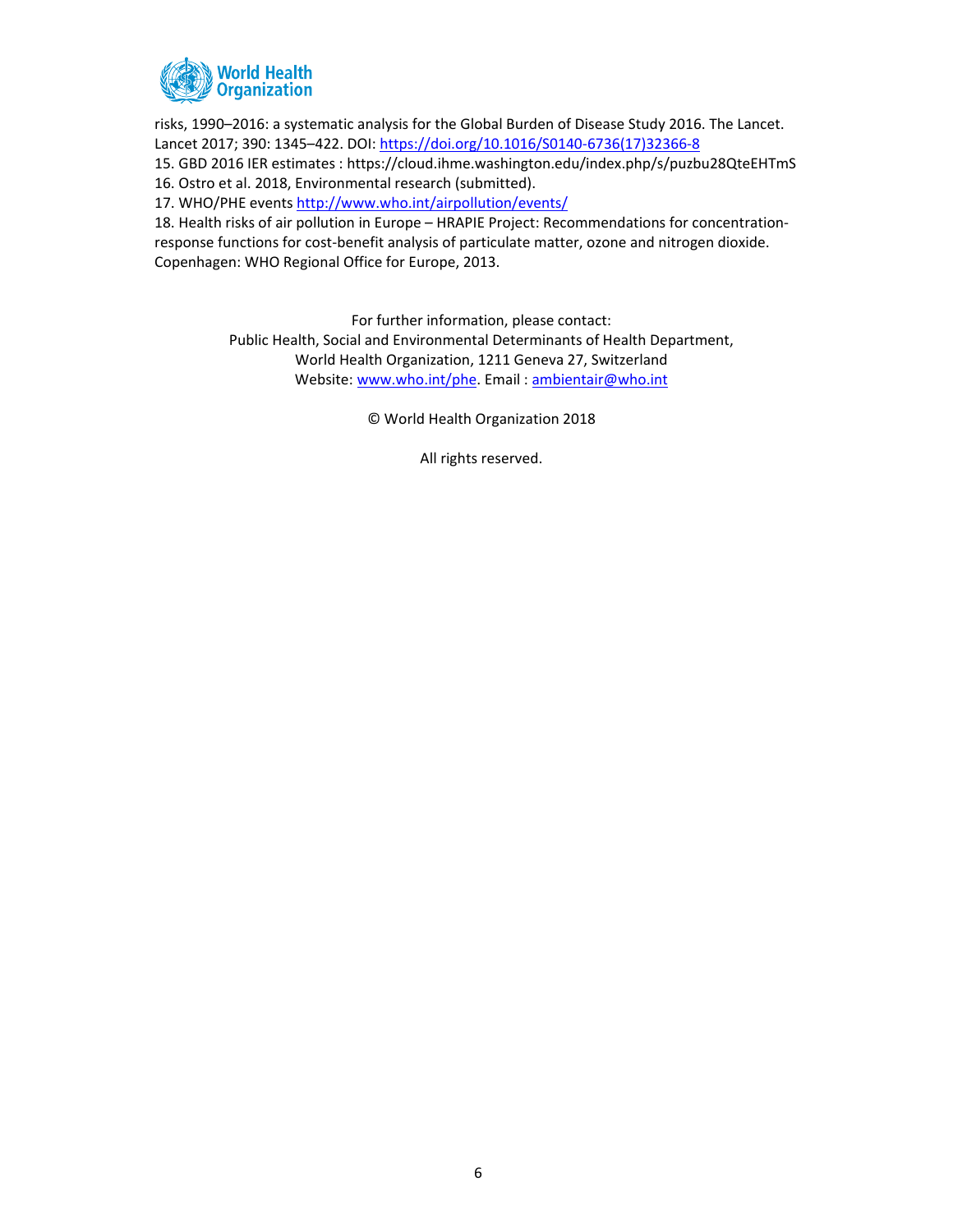risks, 1990–2016: a systematic analysis for the Global Burden of Disease Study 2016. The Lancet. Lancet 2017; 390: 1345–422. DOI: https://doi.org/10.1016/S0140-6736(17)32366-8

15. GBD 2016 IER estimates : https://cloud.ihme.washington.edu/index.php/s/puzbu28QteEHTmS
16. Ostro et al. 2018, Environmental research (submitted).
17. WHO/PHE events http://www.who.int/airpollution/events/
18. Health risks of air pollution in Europe – HRAPIE Project: Recommendations for concentration-response functions for cost-benefit analysis of particulate matter, ozone and nitrogen dioxide. Copenhagen: WHO Regional Office for Europe, 2013.

For further information, please contact:
Public Health, Social and Environmental Determinants of Health Department,
World Health Organization, 1211 Geneva 27, Switzerland
Website: www.who.int/phe. Email : ambientair@who.int

© World Health Organization 2018

All rights reserved.